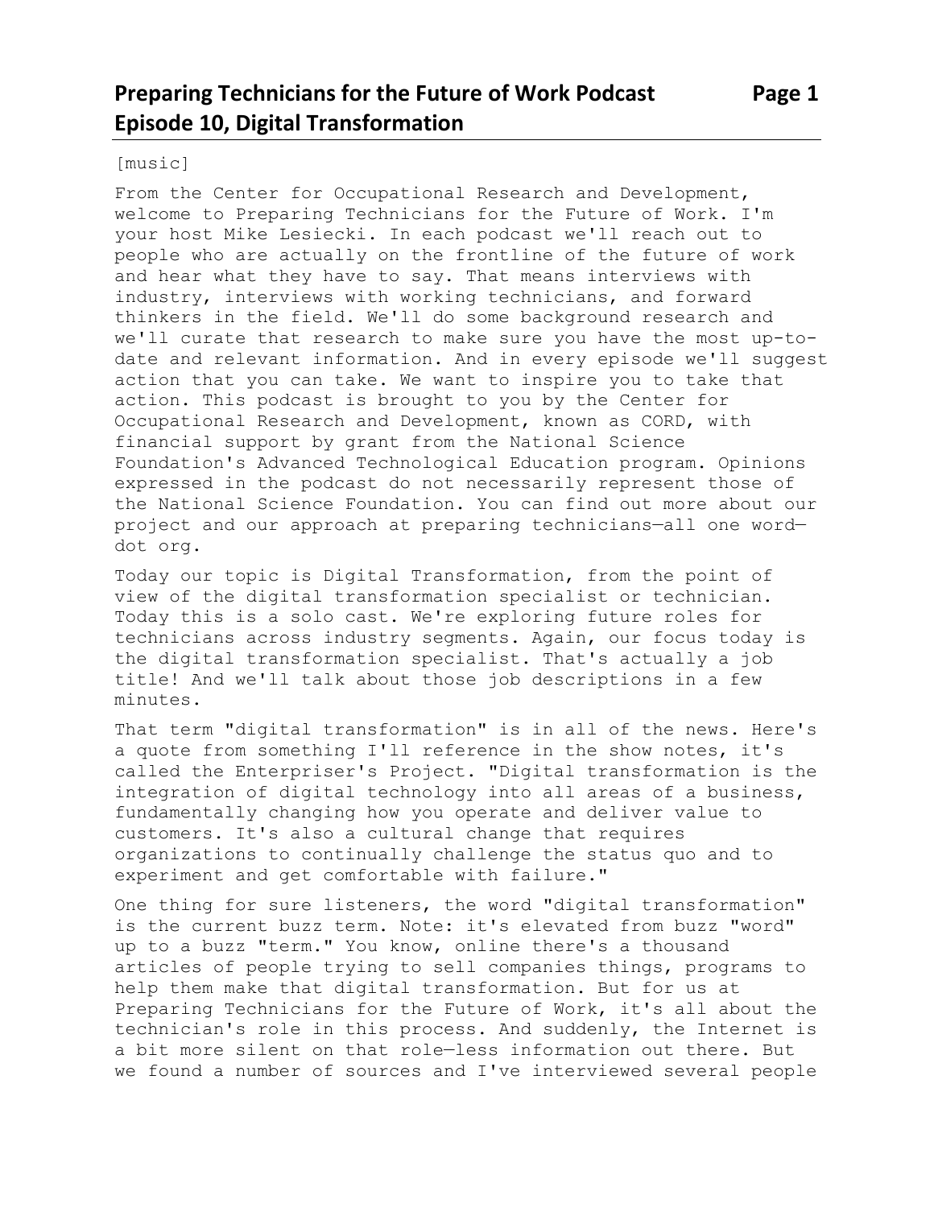# Preparing Technicians for the Future of Work Podcast Episode 10, Digital Transformation

[music]

From the Center for Occupational Research and Development, welcome to Preparing Technicians for the Future of Work. I'm your host Mike Lesiecki. In each podcast we'll reach out to people who are actually on the frontline of the future of work and hear what they have to say. That means interviews with industry, interviews with working technicians, and forward thinkers in the field. We'll do some background research and we'll curate that research to make sure you have the most up-to-date and relevant information. And in every episode we'll suggest action that you can take. We want to inspire you to take that action. This podcast is brought to you by the Center for Occupational Research and Development, known as CORD, with financial support by grant from the National Science Foundation's Advanced Technological Education program. Opinions expressed in the podcast do not necessarily represent those of the National Science Foundation. You can find out more about our project and our approach at preparing technicians—all one word—dot org.

Today our topic is Digital Transformation, from the point of view of the digital transformation specialist or technician. Today this is a solo cast. We're exploring future roles for technicians across industry segments. Again, our focus today is the digital transformation specialist. That's actually a job title! And we'll talk about those job descriptions in a few minutes.

That term "digital transformation" is in all of the news. Here's a quote from something I'll reference in the show notes, it's called the Enterpriser's Project. "Digital transformation is the integration of digital technology into all areas of a business, fundamentally changing how you operate and deliver value to customers. It's also a cultural change that requires organizations to continually challenge the status quo and to experiment and get comfortable with failure."

One thing for sure listeners, the word "digital transformation" is the current buzz term. Note: it's elevated from buzz "word" up to a buzz "term." You know, online there's a thousand articles of people trying to sell companies things, programs to help them make that digital transformation. But for us at Preparing Technicians for the Future of Work, it's all about the technician's role in this process. And suddenly, the Internet is a bit more silent on that role—less information out there. But we found a number of sources and I've interviewed several people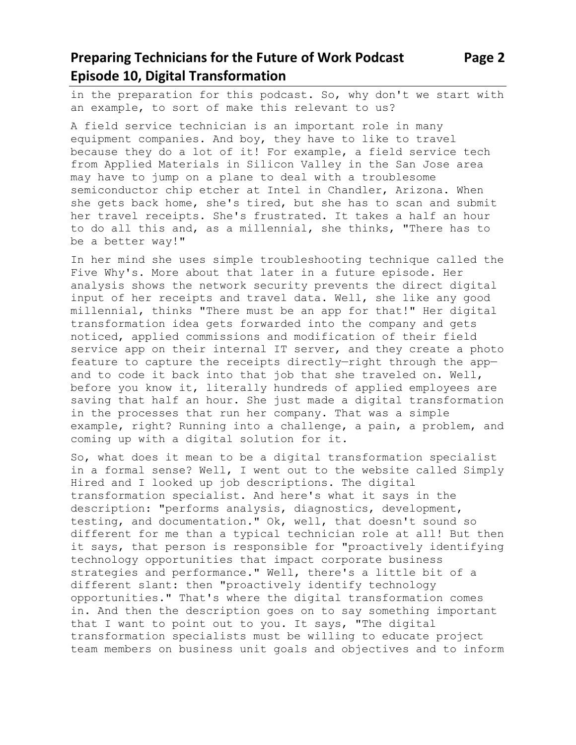in the preparation for this podcast. So, why don't we start with an example, to sort of make this relevant to us?

A field service technician is an important role in many equipment companies. And boy, they have to like to travel because they do a lot of it! For example, a field service tech from Applied Materials in Silicon Valley in the San Jose area may have to jump on a plane to deal with a troublesome semiconductor chip etcher at Intel in Chandler, Arizona. When she gets back home, she's tired, but she has to scan and submit her travel receipts. She's frustrated. It takes a half an hour to do all this and, as a millennial, she thinks, "There has to be a better way!"

In her mind she uses simple troubleshooting technique called the Five Why's. More about that later in a future episode. Her analysis shows the network security prevents the direct digital input of her receipts and travel data. Well, she like any good millennial, thinks "There must be an app for that!" Her digital transformation idea gets forwarded into the company and gets noticed, applied commissions and modification of their field service app on their internal IT server, and they create a photo feature to capture the receipts directly—right through the app—and to code it back into that job that she traveled on. Well, before you know it, literally hundreds of applied employees are saving that half an hour. She just made a digital transformation in the processes that run her company. That was a simple example, right? Running into a challenge, a pain, a problem, and coming up with a digital solution for it.

So, what does it mean to be a digital transformation specialist in a formal sense? Well, I went out to the website called Simply Hired and I looked up job descriptions. The digital transformation specialist. And here's what it says in the description: "performs analysis, diagnostics, development, testing, and documentation." Ok, well, that doesn't sound so different for me than a typical technician role at all! But then it says, that person is responsible for "proactively identifying technology opportunities that impact corporate business strategies and performance." Well, there's a little bit of a different slant: then "proactively identify technology opportunities." That's where the digital transformation comes in. And then the description goes on to say something important that I want to point out to you. It says, "The digital transformation specialists must be willing to educate project team members on business unit goals and objectives and to inform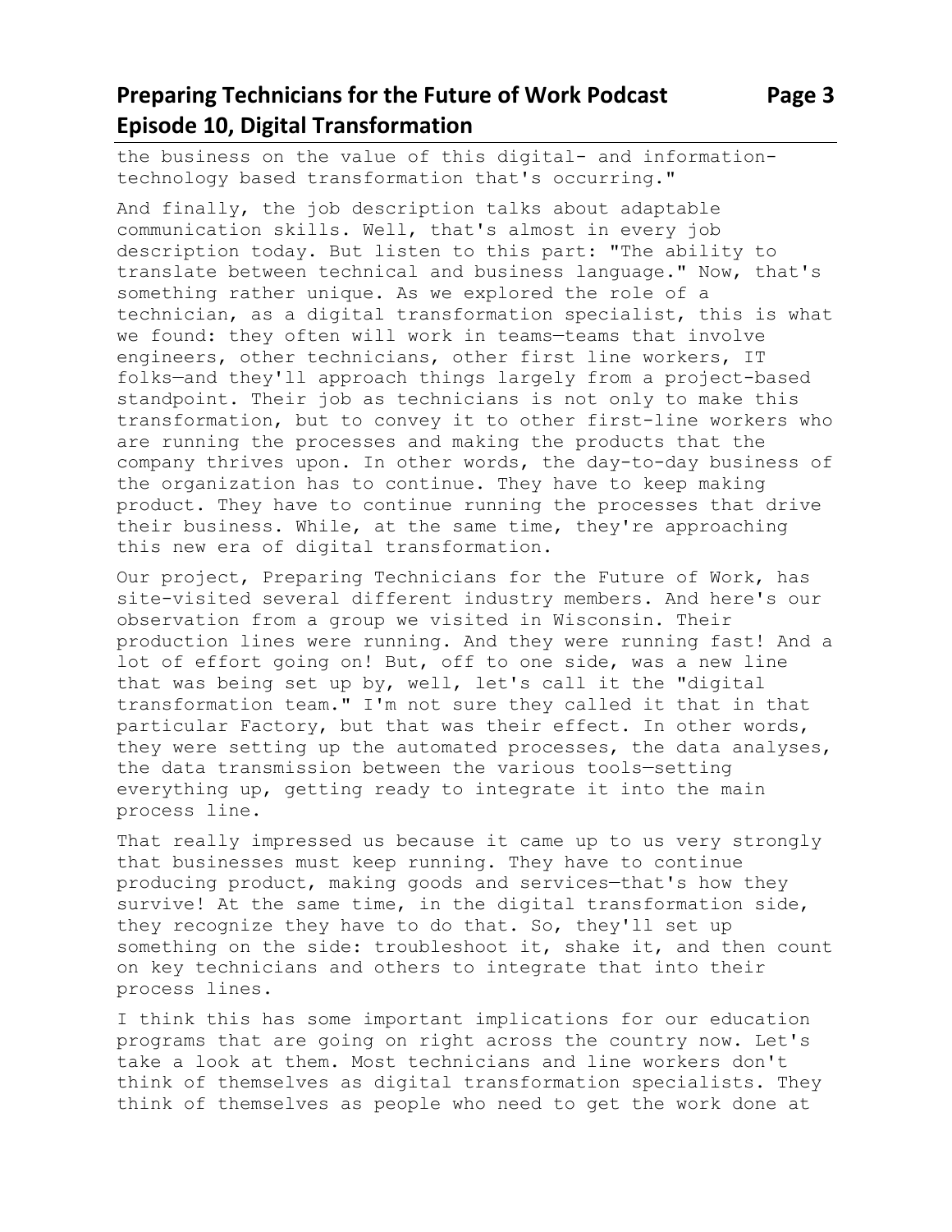the business on the value of this digital- and information-technology based transformation that's occurring."

And finally, the job description talks about adaptable communication skills. Well, that's almost in every job description today. But listen to this part: "The ability to translate between technical and business language." Now, that's something rather unique. As we explored the role of a technician, as a digital transformation specialist, this is what we found: they often will work in teams—teams that involve engineers, other technicians, other first line workers, IT folks—and they'll approach things largely from a project-based standpoint. Their job as technicians is not only to make this transformation, but to convey it to other first-line workers who are running the processes and making the products that the company thrives upon. In other words, the day-to-day business of the organization has to continue. They have to keep making product. They have to continue running the processes that drive their business. While, at the same time, they're approaching this new era of digital transformation.

Our project, Preparing Technicians for the Future of Work, has site-visited several different industry members. And here's our observation from a group we visited in Wisconsin. Their production lines were running. And they were running fast! And a lot of effort going on! But, off to one side, was a new line that was being set up by, well, let's call it the "digital transformation team." I'm not sure they called it that in that particular Factory, but that was their effect. In other words, they were setting up the automated processes, the data analyses, the data transmission between the various tools—setting everything up, getting ready to integrate it into the main process line.

That really impressed us because it came up to us very strongly that businesses must keep running. They have to continue producing product, making goods and services—that's how they survive! At the same time, in the digital transformation side, they recognize they have to do that. So, they'll set up something on the side: troubleshoot it, shake it, and then count on key technicians and others to integrate that into their process lines.

I think this has some important implications for our education programs that are going on right across the country now. Let's take a look at them. Most technicians and line workers don't think of themselves as digital transformation specialists. They think of themselves as people who need to get the work done at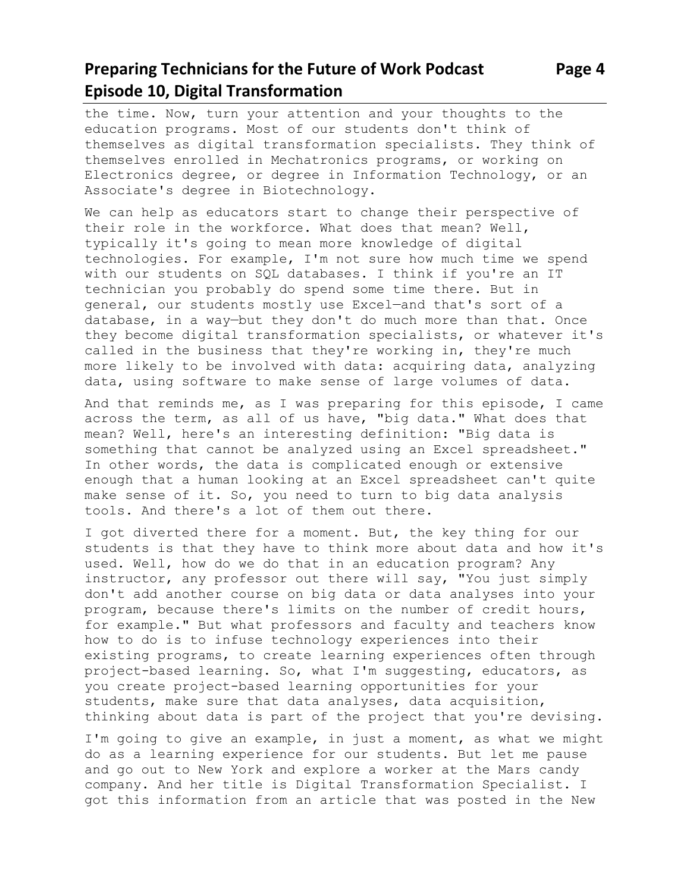the time. Now, turn your attention and your thoughts to the education programs. Most of our students don't think of themselves as digital transformation specialists. They think of themselves enrolled in Mechatronics programs, or working on Electronics degree, or degree in Information Technology, or an Associate's degree in Biotechnology.

We can help as educators start to change their perspective of their role in the workforce. What does that mean? Well, typically it's going to mean more knowledge of digital technologies. For example, I'm not sure how much time we spend with our students on SQL databases. I think if you're an IT technician you probably do spend some time there. But in general, our students mostly use Excel—and that's sort of a database, in a way—but they don't do much more than that. Once they become digital transformation specialists, or whatever it's called in the business that they're working in, they're much more likely to be involved with data: acquiring data, analyzing data, using software to make sense of large volumes of data.

And that reminds me, as I was preparing for this episode, I came across the term, as all of us have, "big data." What does that mean? Well, here's an interesting definition: "Big data is something that cannot be analyzed using an Excel spreadsheet." In other words, the data is complicated enough or extensive enough that a human looking at an Excel spreadsheet can't quite make sense of it. So, you need to turn to big data analysis tools. And there's a lot of them out there.

I got diverted there for a moment. But, the key thing for our students is that they have to think more about data and how it's used. Well, how do we do that in an education program? Any instructor, any professor out there will say, "You just simply don't add another course on big data or data analyses into your program, because there's limits on the number of credit hours, for example." But what professors and faculty and teachers know how to do is to infuse technology experiences into their existing programs, to create learning experiences often through project-based learning. So, what I'm suggesting, educators, as you create project-based learning opportunities for your students, make sure that data analyses, data acquisition, thinking about data is part of the project that you're devising.

I'm going to give an example, in just a moment, as what we might do as a learning experience for our students. But let me pause and go out to New York and explore a worker at the Mars candy company. And her title is Digital Transformation Specialist. I got this information from an article that was posted in the New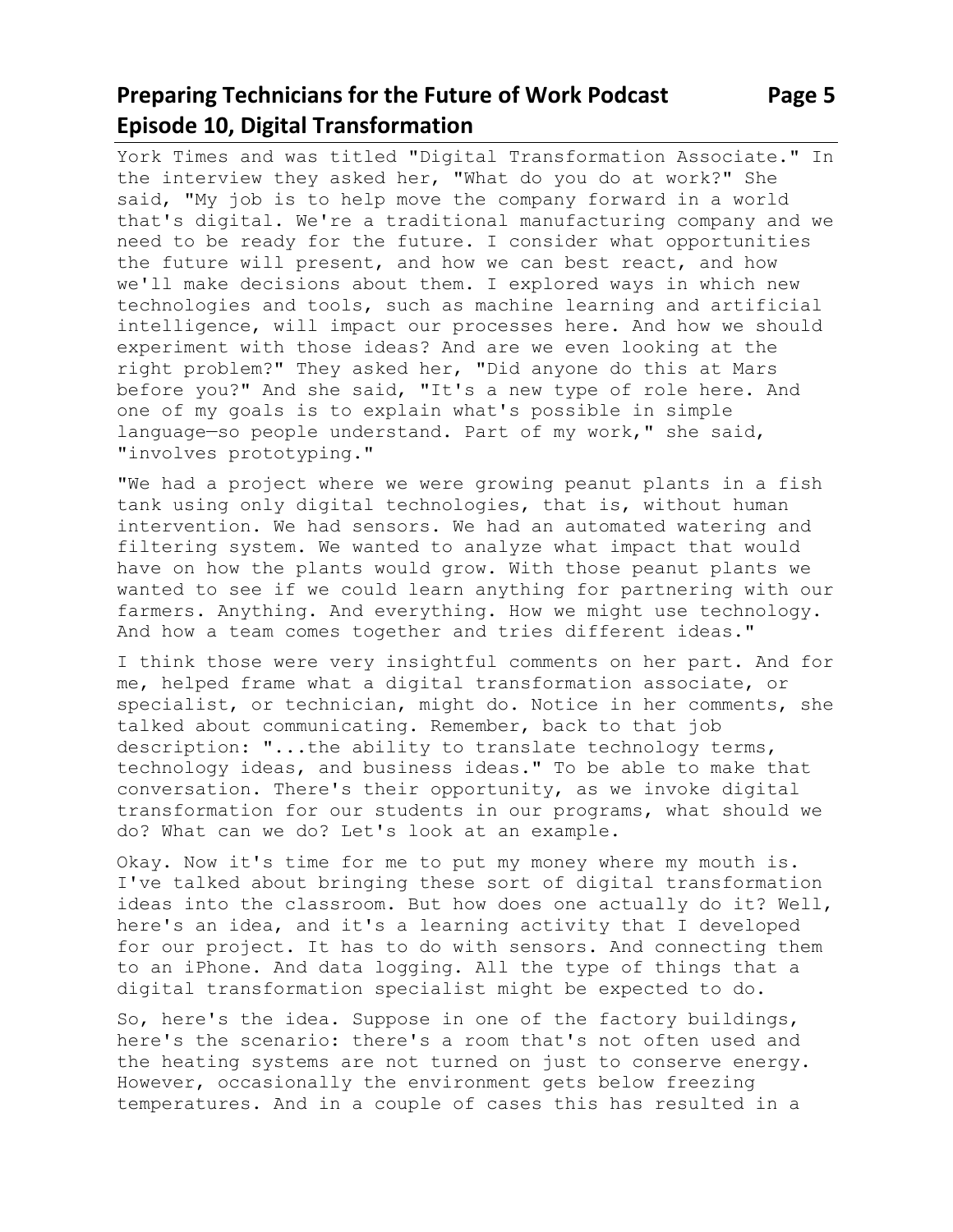York Times and was titled "Digital Transformation Associate." In the interview they asked her, "What do you do at work?" She said, "My job is to help move the company forward in a world that's digital. We're a traditional manufacturing company and we need to be ready for the future. I consider what opportunities the future will present, and how we can best react, and how we'll make decisions about them. I explored ways in which new technologies and tools, such as machine learning and artificial intelligence, will impact our processes here. And how we should experiment with those ideas? And are we even looking at the right problem?" They asked her, "Did anyone do this at Mars before you?" And she said, "It's a new type of role here. And one of my goals is to explain what's possible in simple language—so people understand. Part of my work," she said, "involves prototyping."

"We had a project where we were growing peanut plants in a fish tank using only digital technologies, that is, without human intervention. We had sensors. We had an automated watering and filtering system. We wanted to analyze what impact that would have on how the plants would grow. With those peanut plants we wanted to see if we could learn anything for partnering with our farmers. Anything. And everything. How we might use technology. And how a team comes together and tries different ideas."

I think those were very insightful comments on her part. And for me, helped frame what a digital transformation associate, or specialist, or technician, might do. Notice in her comments, she talked about communicating. Remember, back to that job description: "...the ability to translate technology terms, technology ideas, and business ideas." To be able to make that conversation. There's their opportunity, as we invoke digital transformation for our students in our programs, what should we do? What can we do? Let's look at an example.

Okay. Now it's time for me to put my money where my mouth is. I've talked about bringing these sort of digital transformation ideas into the classroom. But how does one actually do it? Well, here's an idea, and it's a learning activity that I developed for our project. It has to do with sensors. And connecting them to an iPhone. And data logging. All the type of things that a digital transformation specialist might be expected to do.

So, here's the idea. Suppose in one of the factory buildings, here's the scenario: there's a room that's not often used and the heating systems are not turned on just to conserve energy. However, occasionally the environment gets below freezing temperatures. And in a couple of cases this has resulted in a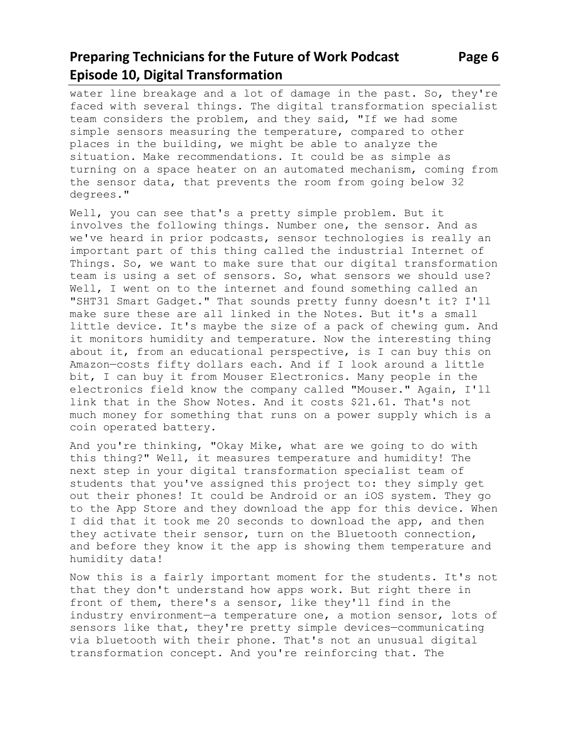water line breakage and a lot of damage in the past. So, they're faced with several things. The digital transformation specialist team considers the problem, and they said, "If we had some simple sensors measuring the temperature, compared to other places in the building, we might be able to analyze the situation. Make recommendations. It could be as simple as turning on a space heater on an automated mechanism, coming from the sensor data, that prevents the room from going below 32 degrees."

Well, you can see that's a pretty simple problem. But it involves the following things. Number one, the sensor. And as we've heard in prior podcasts, sensor technologies is really an important part of this thing called the industrial Internet of Things. So, we want to make sure that our digital transformation team is using a set of sensors. So, what sensors we should use? Well, I went on to the internet and found something called an "SHT31 Smart Gadget." That sounds pretty funny doesn't it? I'll make sure these are all linked in the Notes. But it's a small little device. It's maybe the size of a pack of chewing gum. And it monitors humidity and temperature. Now the interesting thing about it, from an educational perspective, is I can buy this on Amazon—costs fifty dollars each. And if I look around a little bit, I can buy it from Mouser Electronics. Many people in the electronics field know the company called "Mouser." Again, I'll link that in the Show Notes. And it costs $21.61. That's not much money for something that runs on a power supply which is a coin operated battery.

And you're thinking, "Okay Mike, what are we going to do with this thing?" Well, it measures temperature and humidity! The next step in your digital transformation specialist team of students that you've assigned this project to: they simply get out their phones! It could be Android or an iOS system. They go to the App Store and they download the app for this device. When I did that it took me 20 seconds to download the app, and then they activate their sensor, turn on the Bluetooth connection, and before they know it the app is showing them temperature and humidity data!

Now this is a fairly important moment for the students. It's not that they don't understand how apps work. But right there in front of them, there's a sensor, like they'll find in the industry environment—a temperature one, a motion sensor, lots of sensors like that, they're pretty simple devices—communicating via bluetooth with their phone. That's not an unusual digital transformation concept. And you're reinforcing that. The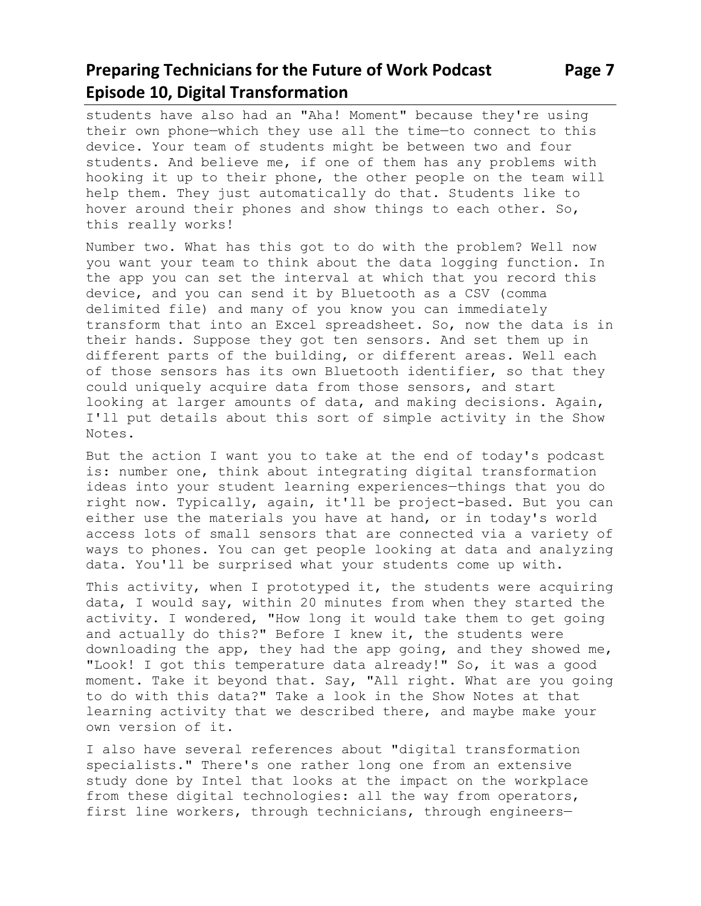students have also had an "Aha! Moment" because they're using their own phone—which they use all the time—to connect to this device. Your team of students might be between two and four students. And believe me, if one of them has any problems with hooking it up to their phone, the other people on the team will help them. They just automatically do that. Students like to hover around their phones and show things to each other. So, this really works!

Number two. What has this got to do with the problem? Well now you want your team to think about the data logging function. In the app you can set the interval at which that you record this device, and you can send it by Bluetooth as a CSV (comma delimited file) and many of you know you can immediately transform that into an Excel spreadsheet. So, now the data is in their hands. Suppose they got ten sensors. And set them up in different parts of the building, or different areas. Well each of those sensors has its own Bluetooth identifier, so that they could uniquely acquire data from those sensors, and start looking at larger amounts of data, and making decisions. Again, I'll put details about this sort of simple activity in the Show Notes.

But the action I want you to take at the end of today's podcast is: number one, think about integrating digital transformation ideas into your student learning experiences—things that you do right now. Typically, again, it'll be project-based. But you can either use the materials you have at hand, or in today's world access lots of small sensors that are connected via a variety of ways to phones. You can get people looking at data and analyzing data. You'll be surprised what your students come up with.

This activity, when I prototyped it, the students were acquiring data, I would say, within 20 minutes from when they started the activity. I wondered, "How long it would take them to get going and actually do this?" Before I knew it, the students were downloading the app, they had the app going, and they showed me, "Look! I got this temperature data already!" So, it was a good moment. Take it beyond that. Say, "All right. What are you going to do with this data?" Take a look in the Show Notes at that learning activity that we described there, and maybe make your own version of it.

I also have several references about "digital transformation specialists." There's one rather long one from an extensive study done by Intel that looks at the impact on the workplace from these digital technologies: all the way from operators, first line workers, through technicians, through engineers—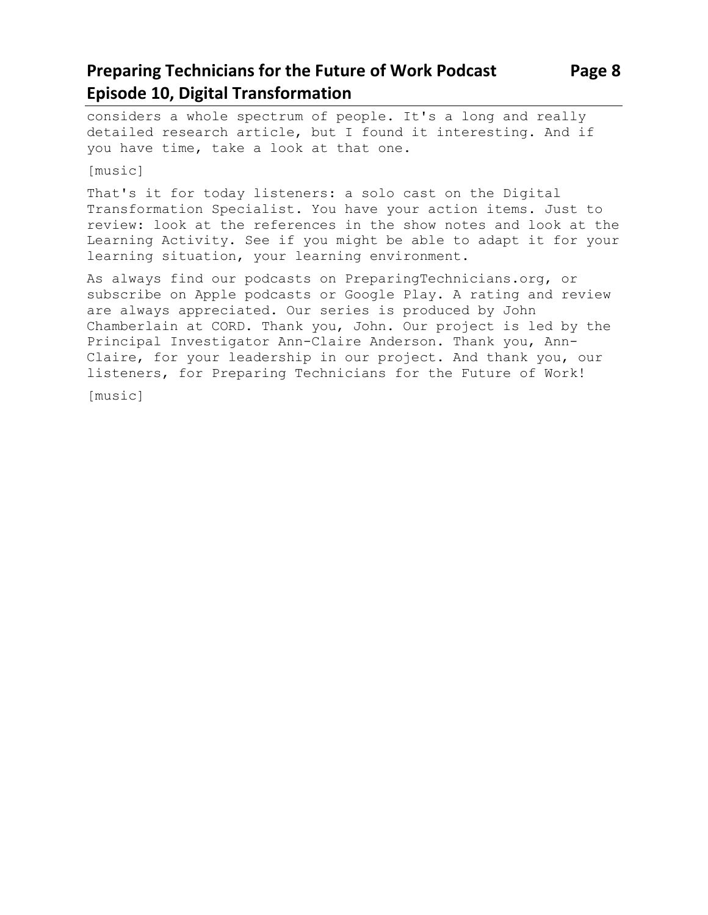considers a whole spectrum of people. It's a long and really detailed research article, but I found it interesting. And if you have time, take a look at that one.

[music]

That's it for today listeners: a solo cast on the Digital Transformation Specialist. You have your action items. Just to review: look at the references in the show notes and look at the Learning Activity. See if you might be able to adapt it for your learning situation, your learning environment.

As always find our podcasts on PreparingTechnicians.org, or subscribe on Apple podcasts or Google Play. A rating and review are always appreciated. Our series is produced by John Chamberlain at CORD. Thank you, John. Our project is led by the Principal Investigator Ann-Claire Anderson. Thank you, Ann-Claire, for your leadership in our project. And thank you, our listeners, for Preparing Technicians for the Future of Work!

[music]